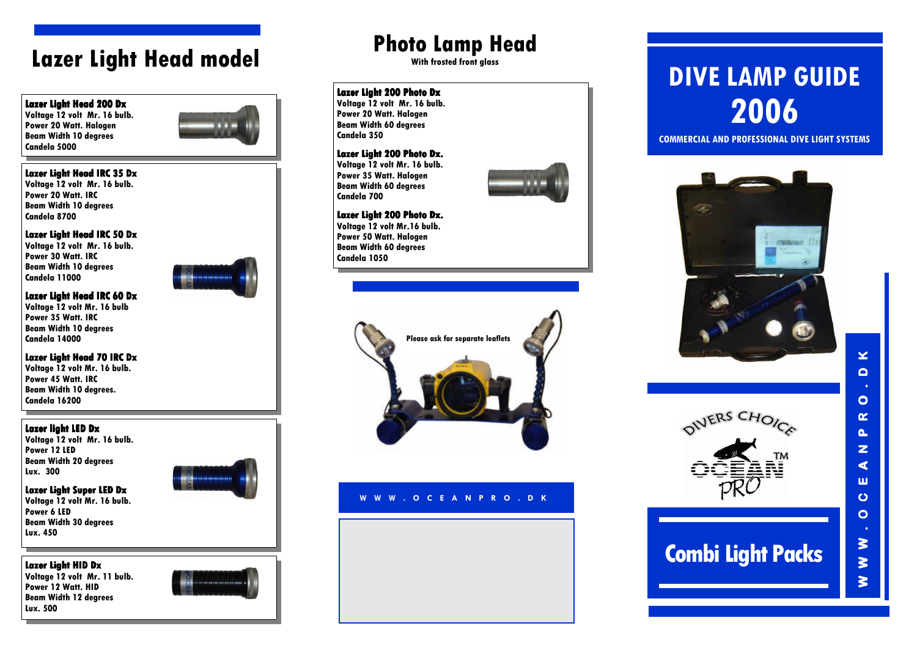# Lazer Light Head model

**Lazer Light Head 200 Dx**
Voltage 12 volt Mr. 16 bulb.
Power 20 Watt. Halogen
Beam Width 10 degrees
Candela 5000

**Lazer Light Head IRC 35 Dx**
Voltage 12 volt Mr. 16 bulb.
Power 20 Watt. IRC
Beam Width 10 degrees
Candela 8700

**Lazer Light Head IRC 50 Dx**
Voltage 12 volt Mr. 16 bulb.
Power 30 Watt. IRC
Beam Width 10 degrees
Candela 11000

**Lazer Light Head IRC 60 Dx**
Voltage 12 volt Mr. 16 bulb
Power 35 Watt. IRC
Beam Width 10 degrees
Candela 14000

**Lazer Light Head 70 IRC Dx**
Voltage 12 volt Mr. 16 bulb.
Power 45 Watt. IRC
Beam Width 10 degrees.
Candela 16200

**Lazer light LED Dx**
Voltage 12 volt Mr. 16 bulb.
Power 12 LED
Beam Width 20 degrees
Lux. 300

**Lazer Light Super LED Dx**
Voltage 12 volt Mr. 16 bulb.
Power 6 LED
Beam Width 30 degrees
Lux. 450

**Lazer Light HID Dx**
Voltage 12 volt Mr. 11 bulb.
Power 12 Watt. HID
Beam Width 12 degrees
Lux. 500

# Photo Lamp Head

With frosted front glass

**Lazer Light 200 Photo Dx**
Voltage 12 volt Mr. 16 bulb.
Power 20 Watt. Halogen
Beam Width 60 degrees
Candela 350

**Lazer Light 200 Photo Dx.**
Voltage 12 volt Mr. 16 bulb.
Power 35 Watt. Halogen
Beam Width 60 degrees
Candela 700

**Lazer Light 200 Photo Dx.**
Voltage 12 volt Mr.16 bulb.
Power 50 Watt. Halogen
Beam Width 60 degrees
Candela 1050

Please ask for separate leaflets

W W W . O C E A N P R O . D K

# DIVE LAMP GUIDE 2006

COMMERCIAL AND PROFESSIONAL DIVE LIGHT SYSTEMS

DIVERS CHOICE
OCEAN PRO ™

## Combi Light Packs

W W W . O C E A N P R O . D K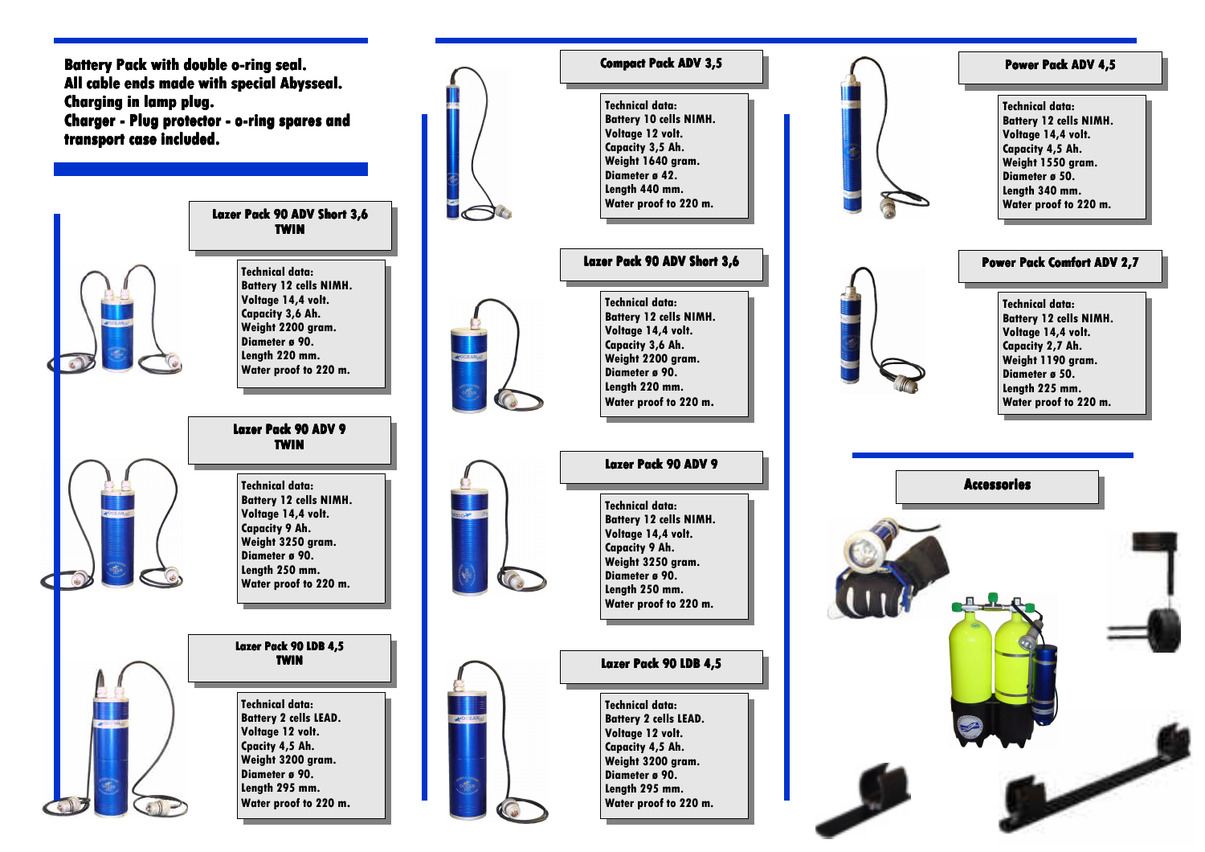**Battery Pack with double o-ring seal.**
**All cable ends made with special Abysseal.**
**Charging in lamp plug.**
**Charger - Plug protector - o-ring spares and transport case included.**

### Lazer Pack 90 ADV Short 3,6 TWIN

Technical data:
Battery 12 cells NIMH.
Voltage 14,4 volt.
Capacity 3,6 Ah.
Weight 2200 gram.
Diameter ø 90.
Length 220 mm.
Water proof to 220 m.

### Lazer Pack 90 ADV 9 TWIN

Technical data:
Battery 12 cells NIMH.
Voltage 14,4 volt.
Capacity 9 Ah.
Weight 3250 gram.
Diameter ø 90.
Length 250 mm.
Water proof to 220 m.

### Lazer Pack 90 LDB 4,5 TWIN

Technical data:
Battery 2 cells LEAD.
Voltage 12 volt.
Cpacity 4,5 Ah.
Weight 3200 gram.
Diameter ø 90.
Length 295 mm.
Water proof to 220 m.

### Compact Pack ADV 3,5

Technical data:
Battery 10 cells NIMH.
Voltage 12 volt.
Capacity 3,5 Ah.
Weight 1640 gram.
Diameter ø 42.
Length 440 mm.
Water proof to 220 m.

### Lazer Pack 90 ADV Short 3,6

Technical data:
Battery 12 cells NIMH.
Voltage 14,4 volt.
Capacity 3,6 Ah.
Weight 2200 gram.
Diameter ø 90.
Length 220 mm.
Water proof to 220 m.

### Lazer Pack 90 ADV 9

Technical data:
Battery 12 cells NIMH.
Voltage 14,4 volt.
Capacity 9 Ah.
Weight 3250 gram.
Diameter ø 90.
Length 250 mm.
Water proof to 220 m.

### Lazer Pack 90 LDB 4,5

Technical data:
Battery 2 cells LEAD.
Voltage 12 volt.
Capacity 4,5 Ah.
Weight 3200 gram.
Diameter ø 90.
Length 295 mm.
Water proof to 220 m.

### Power Pack ADV 4,5

Technical data:
Battery 12 cells NIMH.
Voltage 14,4 volt.
Capacity 4,5 Ah.
Weight 1550 gram.
Diameter ø 50.
Length 340 mm.
Water proof to 220 m.

### Power Pack Comfort ADV 2,7

Technical data:
Battery 12 cells NIMH.
Voltage 14,4 volt.
Capacity 2,7 Ah.
Weight 1190 gram.
Diameter ø 50.
Length 225 mm.
Water proof to 220 m.

### Accessories